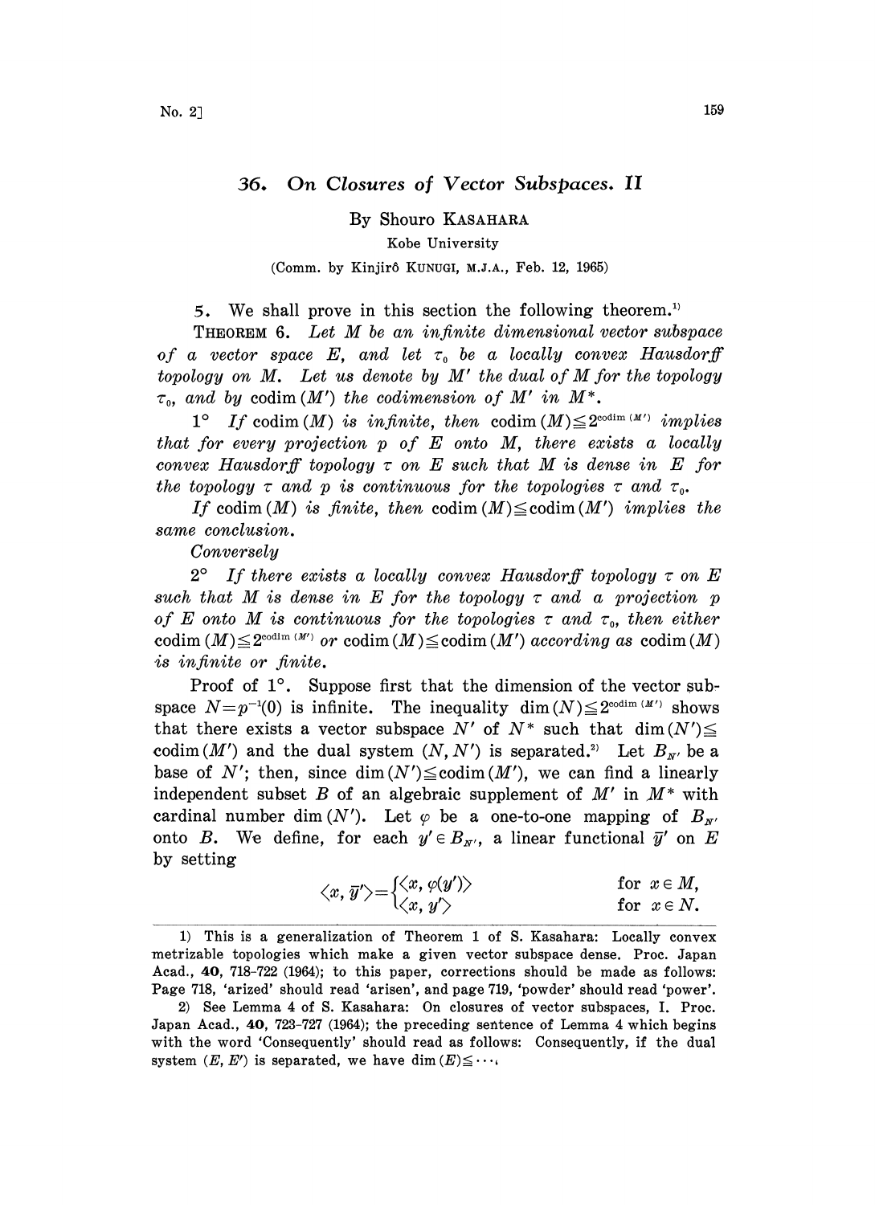# 36. On Closures of Vector Subspaces. II

By Shouro KASAHARA

Kobe University

(Comm. by Kinjirô KUNUGI, M.J.A., Feb. 12, 1965)

**5.** We shall prove in this section the following theorem.[1]

THEOREM 6. *Let $M$ be an infinite dimensional vector subspace of a vector space $E$, and let $\tau_0$ be a locally convex Hausdorff topology on $M$. Let us denote by $M'$ the dual of $M$ for the topology $\tau_0$, and by $\operatorname{codim}(M')$ the codimension of $M'$ in $M^*$.*

1° *If $\operatorname{codim}(M)$ is infinite, then $\operatorname{codim}(M) \leqq 2^{\operatorname{codim}(M')}$ implies that for every projection $p$ of $E$ onto $M$, there exists a locally convex Hausdorff topology $\tau$ on $E$ such that $M$ is dense in $E$ for the topology $\tau$ and $p$ is continuous for the topologies $\tau$ and $\tau_0$.*

*If $\operatorname{codim}(M)$ is finite, then $\operatorname{codim}(M) \leqq \operatorname{codim}(M')$ implies the same conclusion.*

*Conversely*

2° *If there exists a locally convex Hausdorff topology $\tau$ on $E$ such that $M$ is dense in $E$ for the topology $\tau$ and a projection $p$ of $E$ onto $M$ is continuous for the topologies $\tau$ and $\tau_0$, then either $\operatorname{codim}(M) \leqq 2^{\operatorname{codim}(M')}$ or $\operatorname{codim}(M) \leqq \operatorname{codim}(M')$ according as $\operatorname{codim}(M)$ is infinite or finite.*

Proof of 1°. Suppose first that the dimension of the vector subspace $N = p^{-1}(0)$ is infinite. The inequality $\dim(N) \leqq 2^{\operatorname{codim}(M')}$ shows that there exists a vector subspace $N'$ of $N^*$ such that $\dim(N') \leqq \operatorname{codim}(M')$ and the dual system $(N, N')$ is separated.[2] Let $B_{N'}$ be a base of $N'$; then, since $\dim(N') \leqq \operatorname{codim}(M')$, we can find a linearly independent subset $B$ of an algebraic supplement of $M'$ in $M^*$ with cardinal number $\dim(N')$. Let $\varphi$ be a one-to-one mapping of $B_{N'}$ onto $B$. We define, for each $y' \in B_{N'}$, a linear functional $\bar{y}'$ on $E$ by setting

$$\langle x, \bar{y}' \rangle = \begin{cases} \langle x, \varphi(y') \rangle & \text{for } x \in M, \\ \langle x, y' \rangle & \text{for } x \in N. \end{cases}$$

---

1) This is a generalization of Theorem 1 of S. Kasahara: Locally convex metrizable topologies which make a given vector subspace dense. Proc. Japan Acad., **40**, 718–722 (1964); to this paper, corrections should be made as follows: Page 718, 'arized' should read 'arisen', and page 719, 'powder' should read 'power'.

2) See Lemma 4 of S. Kasahara: On closures of vector subspaces, I. Proc. Japan Acad., **40**, 723–727 (1964); the preceding sentence of Lemma 4 which begins with the word 'Consequently' should read as follows: Consequently, if the dual system $(E, E')$ is separated, we have $\dim(E) \leqq \cdots$.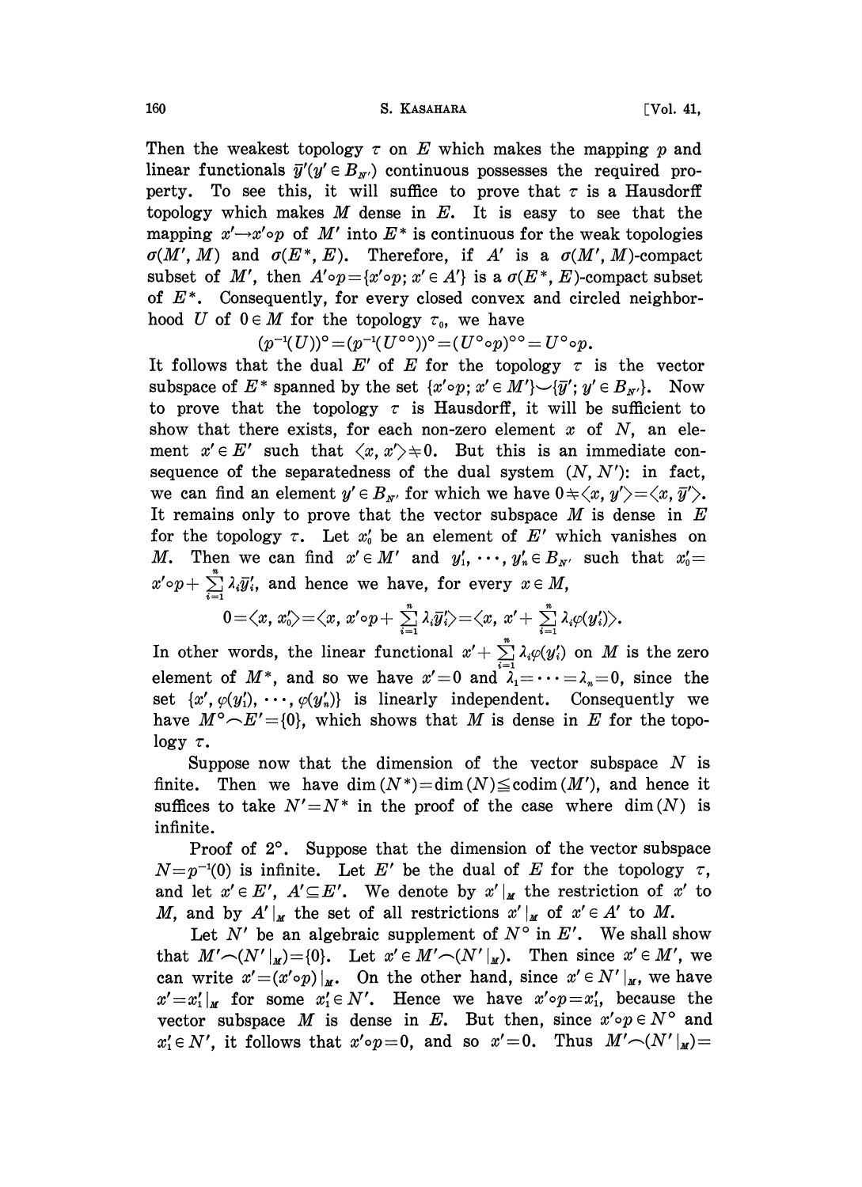Then the weakest topology $\tau$ on $E$ which makes the mapping $p$ and linear functionals $\bar{y}'(y' \in B_{N'})$ continuous possesses the required property. To see this, it will suffice to prove that $\tau$ is a Hausdorff topology which makes $M$ dense in $E$. It is easy to see that the mapping $x' \to x' \circ p$ of $M'$ into $E^*$ is continuous for the weak topologies $\sigma(M', M)$ and $\sigma(E^*, E)$. Therefore, if $A'$ is a $\sigma(M', M)$-compact subset of $M'$, then $A' \circ p = \{x' \circ p;\, x' \in A'\}$ is a $\sigma(E^*, E)$-compact subset of $E^*$. Consequently, for every closed convex and circled neighborhood $U$ of $0 \in M$ for the topology $\tau_0$, we have

$$(p^{-1}(U))^\circ = (p^{-1}(U^{\circ\circ}))^\circ = (U^\circ \circ p)^{\circ\circ} = U^\circ \circ p.$$

It follows that the dual $E'$ of $E$ for the topology $\tau$ is the vector subspace of $E^*$ spanned by the set $\{x' \circ p;\, x' \in M'\} \cup \{\bar{y}';\, y' \in B_{N'}\}$. Now to prove that the topology $\tau$ is Hausdorff, it will be sufficient to show that there exists, for each non-zero element $x$ of $N$, an element $x' \in E'$ such that $\langle x, x' \rangle \neq 0$. But this is an immediate consequence of the separatedness of the dual system $(N, N')$: in fact, we can find an element $y' \in B_{N'}$ for which we have $0 \neq \langle x, y' \rangle = \langle x, \bar{y}' \rangle$. It remains only to prove that the vector subspace $M$ is dense in $E$ for the topology $\tau$. Let $x_0'$ be an element of $E'$ which vanishes on $M$. Then we can find $x' \in M'$ and $y_1', \cdots, y_n' \in B_{N'}$ such that $x_0' = x' \circ p + \sum_{i=1}^{n} \lambda_i \bar{y}_i'$, and hence we have, for every $x \in M$,

$$0 = \langle x, x_0' \rangle = \langle x, x' \circ p + \sum_{i=1}^{n} \lambda_i \bar{y}_i' \rangle = \langle x, x' + \sum_{i=1}^{n} \lambda_i \varphi(y_i') \rangle.$$

In other words, the linear functional $x' + \sum_{i=1}^{n} \lambda_i \varphi(y_i')$ on $M$ is the zero element of $M^*$, and so we have $x' = 0$ and $\lambda_1 = \cdots = \lambda_n = 0$, since the set $\{x', \varphi(y_1'), \cdots, \varphi(y_n')\}$ is linearly independent. Consequently we have $M^\circ \cap E' = \{0\}$, which shows that $M$ is dense in $E$ for the topology $\tau$.

Suppose now that the dimension of the vector subspace $N$ is finite. Then we have $\dim(N^*) = \dim(N) \leqq \operatorname{codim}(M')$, and hence it suffices to take $N' = N^*$ in the proof of the case where $\dim(N)$ is infinite.

Proof of 2°. Suppose that the dimension of the vector subspace $N = p^{-1}(0)$ is infinite. Let $E'$ be the dual of $E$ for the topology $\tau$, and let $x' \in E'$, $A' \subseteq E'$. We denote by $x'|_M$ the restriction of $x'$ to $M$, and by $A'|_M$ the set of all restrictions $x'|_M$ of $x' \in A'$ to $M$.

Let $N'$ be an algebraic supplement of $N^\circ$ in $E'$. We shall show that $M' \cap (N'|_M) = \{0\}$. Let $x' \in M' \cap (N'|_M)$. Then since $x' \in M'$, we can write $x' = (x' \circ p)|_M$. On the other hand, since $x' \in N'|_M$, we have $x' = x_1'|_M$ for some $x_1' \in N'$. Hence we have $x' \circ p = x_1'$, because the vector subspace $M$ is dense in $E$. But then, since $x' \circ p \in N^\circ$ and $x_1' \in N'$, it follows that $x' \circ p = 0$, and so $x' = 0$. Thus $M' \cap (N'|_M) =$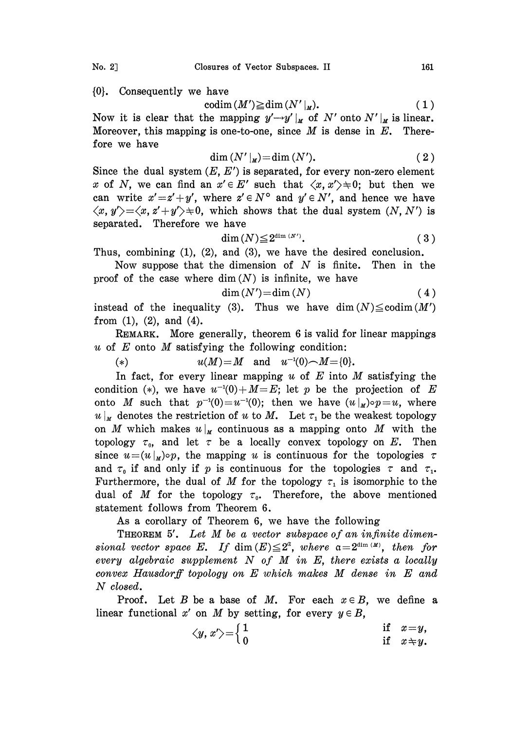$\{0\}$. Consequently we have

$$\operatorname{codim}(M') \geqq \dim(N'|_M). \tag{1}$$

Now it is clear that the mapping $y' \to y'|_M$ of $N'$ onto $N'|_M$ is linear. Moreover, this mapping is one-to-one, since $M$ is dense in $E$. Therefore we have

$$\dim(N'|_M) = \dim(N'). \tag{2}$$

Since the dual system $(E, E')$ is separated, for every non-zero element $x$ of $N$, we can find an $x' \in E'$ such that $\langle x, x' \rangle \neq 0$; but then we can write $x' = z' + y'$, where $z' \in N^\circ$ and $y' \in N'$, and hence we have $\langle x, y' \rangle = \langle x, z' + y' \rangle \neq 0$, which shows that the dual system $(N, N')$ is separated. Therefore we have

$$\dim(N) \leqq 2^{\dim(N')}. \tag{3}$$

Thus, combining (1), (2), and (3), we have the desired conclusion.

Now suppose that the dimension of $N$ is finite. Then in the proof of the case where $\dim(N)$ is infinite, we have

$$\dim(N') = \dim(N) \tag{4}$$

instead of the inequality (3). Thus we have $\dim(N) \leqq \operatorname{codim}(M')$ from (1), (2), and (4).

REMARK. More generally, theorem 6 is valid for linear mappings $u$ of $E$ onto $M$ satisfying the following condition:

$$(*) \qquad u(M) = M \quad \text{and} \quad u^{-1}(0) \frown M = \{0\}.$$

In fact, for every linear mapping $u$ of $E$ into $M$ satisfying the condition $(*)$, we have $u^{-1}(0) + M = E$; let $p$ be the projection of $E$ onto $M$ such that $p^{-1}(0) = u^{-1}(0)$; then we have $(u|_M) \circ p = u$, where $u|_M$ denotes the restriction of $u$ to $M$. Let $\tau_1$ be the weakest topology on $M$ which makes $u|_M$ continuous as a mapping onto $M$ with the topology $\tau_0$, and let $\tau$ be a locally convex topology on $E$. Then since $u = (u|_M) \circ p$, the mapping $u$ is continuous for the topologies $\tau$ and $\tau_0$ if and only if $p$ is continuous for the topologies $\tau$ and $\tau_1$. Furthermore, the dual of $M$ for the topology $\tau_1$ is isomorphic to the dual of $M$ for the topology $\tau_0$. Therefore, the above mentioned statement follows from Theorem 6.

As a corollary of Theorem 6, we have the following

THEOREM 5'. *Let $M$ be a vector subspace of an infinite dimensional vector space $E$. If $\dim(E) \leqq 2^{\mathfrak{a}}$, where $\mathfrak{a} = 2^{\dim(M)}$, then for every algebraic supplement $N$ of $M$ in $E$, there exists a locally convex Hausdorff topology on $E$ which makes $M$ dense in $E$ and $N$ closed.*

Proof. Let $B$ be a base of $M$. For each $x \in B$, we define a linear functional $x'$ on $M$ by setting, for every $y \in B$,

$$\langle y, x' \rangle = \begin{cases} 1 & \text{if } x = y, \\ 0 & \text{if } x \neq y. \end{cases}$$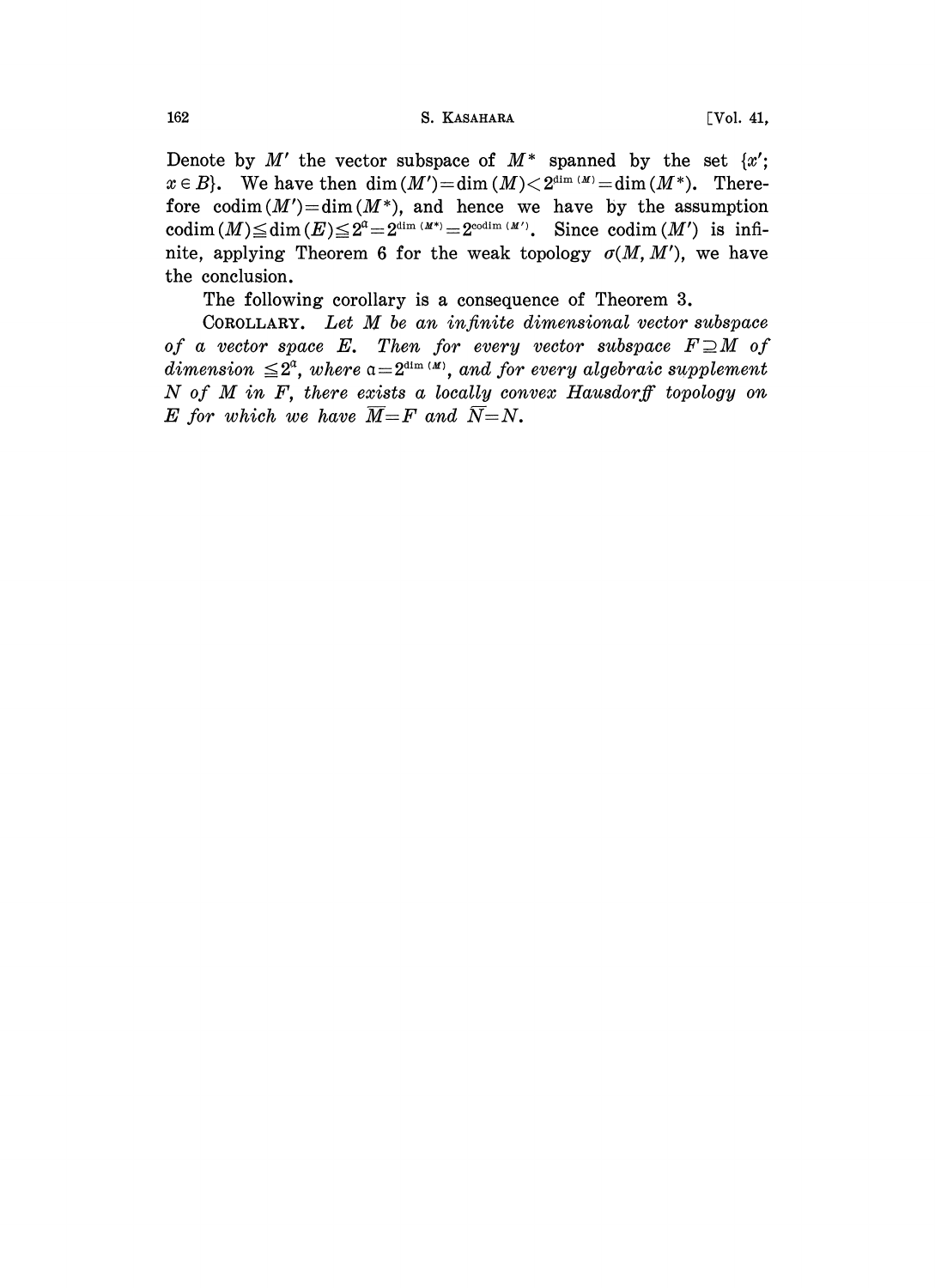Denote by $M'$ the vector subspace of $M^*$ spanned by the set $\{x';\ x \in B\}$. We have then $\dim(M') = \dim(M) < 2^{\dim(M)} = \dim(M^*)$. Therefore $\operatorname{codim}(M') = \dim(M^*)$, and hence we have by the assumption $\operatorname{codim}(M) \leqq \dim(E) \leqq 2^{\mathfrak{a}} = 2^{\dim(M^*)} = 2^{\operatorname{codim}(M')}$. Since $\operatorname{codim}(M')$ is infinite, applying Theorem 6 for the weak topology $\sigma(M, M')$, we have the conclusion.

The following corollary is a consequence of Theorem 3.

COROLLARY. *Let $M$ be an infinite dimensional vector subspace of a vector space $E$. Then for every vector subspace $F \supseteq M$ of dimension $\leqq 2^{\mathfrak{a}}$, where $\mathfrak{a} = 2^{\dim(M)}$, and for every algebraic supplement $N$ of $M$ in $F$, there exists a locally convex Hausdorff topology on $E$ for which we have $\overline{M} = F$ and $\overline{N} = N$.*